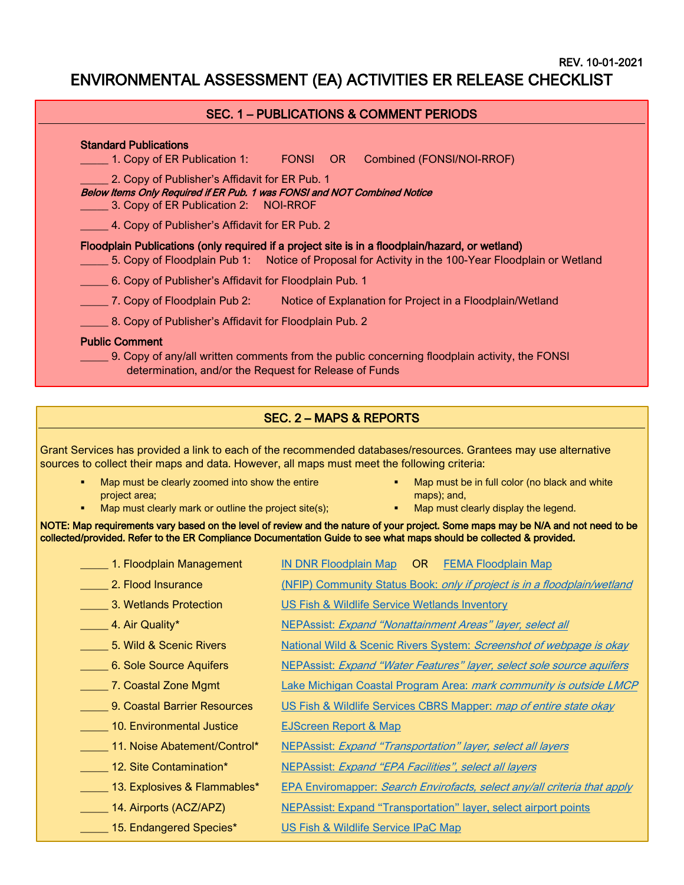REV. 10-01-2021

# ENVIRONMENTAL ASSESSMENT (EA) ACTIVITIES ER RELEASE CHECKLIST

## SEC. 1 – PUBLICATIONS & COMMENT PERIODS

**Standard Publications**

_____ 1. Copy of ER Publication 1: FONSI OR Combined (FONSI/NOI-RROF)

_____ 2. Copy of Publisher's Affidavit for ER Pub. 1

***Below Items Only Required if ER Pub. 1 was FONSI and NOT Combined Notice***

_____ 3. Copy of ER Publication 2: NOI-RROF

_____ 4. Copy of Publisher's Affidavit for ER Pub. 2

**Floodplain Publications (only required if a project site is in a floodplain/hazard, or wetland)**

_____ 5. Copy of Floodplain Pub 1: Notice of Proposal for Activity in the 100-Year Floodplain or Wetland

_____ 6. Copy of Publisher's Affidavit for Floodplain Pub. 1

_____ 7. Copy of Floodplain Pub 2: Notice of Explanation for Project in a Floodplain/Wetland

_____ 8. Copy of Publisher's Affidavit for Floodplain Pub. 2

**Public Comment**

_____ 9. Copy of any/all written comments from the public concerning floodplain activity, the FONSI determination, and/or the Request for Release of Funds

## SEC. 2 – MAPS & REPORTS

Grant Services has provided a link to each of the recommended databases/resources. Grantees may use alternative sources to collect their maps and data. However, all maps must meet the following criteria:

- Map must be clearly zoomed into show the entire project area;
- Map must clearly mark or outline the project site(s);
- Map must be in full color (no black and white maps); and,
- Map must clearly display the legend.

**NOTE: Map requirements vary based on the level of review and the nature of your project. Some maps may be N/A and not need to be collected/provided. Refer to the ER Compliance Documentation Guide to see what maps should be collected & provided.**

_____ 1. Floodplain Management — IN DNR Floodplain Map OR FEMA Floodplain Map

_____ 2. Flood Insurance — (NFIP) Community Status Book: *only if project is in a floodplain/wetland*

_____ 3. Wetlands Protection — US Fish & Wildlife Service Wetlands Inventory

_____ 4. Air Quality* — NEPAssist: *Expand "Nonattainment Areas" layer, select all*

_____ 5. Wild & Scenic Rivers — National Wild & Scenic Rivers System: *Screenshot of webpage is okay*

_____ 6. Sole Source Aquifers — NEPAssist: *Expand "Water Features" layer, select sole source aquifers*

_____ 7. Coastal Zone Mgmt — Lake Michigan Coastal Program Area: *mark community is outside LMCP*

_____ 9. Coastal Barrier Resources — US Fish & Wildlife Services CBRS Mapper: *map of entire state okay*

_____ 10. Environmental Justice — EJScreen Report & Map

_____ 11. Noise Abatement/Control* — NEPAssist: *Expand "Transportation" layer, select all layers*

_____ 12. Site Contamination* — NEPAssist: *Expand "EPA Facilities", select all layers*

_____ 13. Explosives & Flammables* — EPA Enviromapper: *Search Envirofacts, select any/all criteria that apply*

_____ 14. Airports (ACZ/APZ) — NEPAssist: Expand "Transportation" layer, select airport points

_____ 15. Endangered Species* — US Fish & Wildlife Service IPaC Map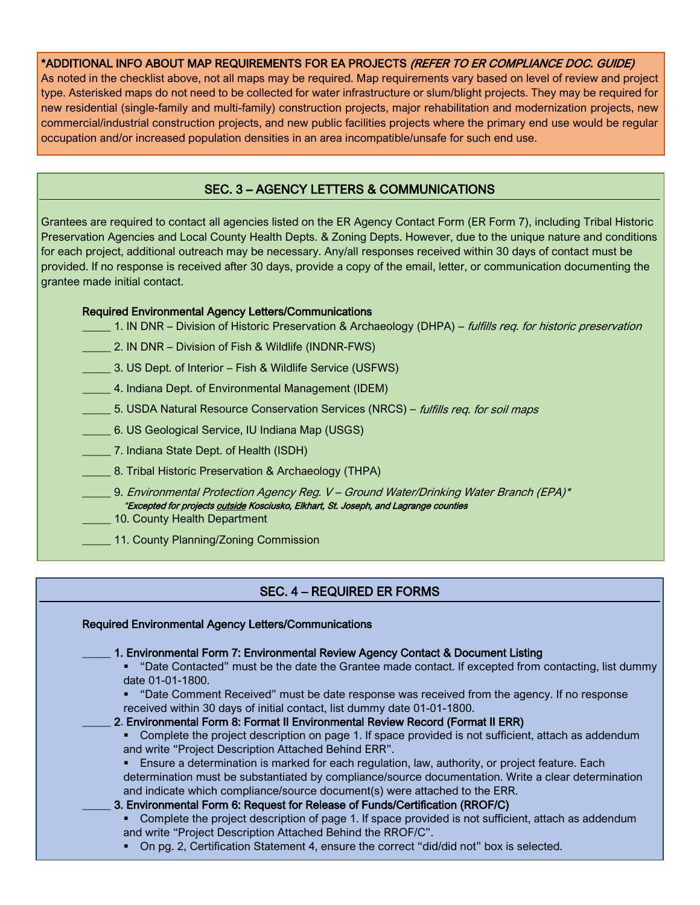**\*ADDITIONAL INFO ABOUT MAP REQUIREMENTS FOR EA PROJECTS *(REFER TO ER COMPLIANCE DOC. GUIDE)***

As noted in the checklist above, not all maps may be required. Map requirements vary based on level of review and project type. Asterisked maps do not need to be collected for water infrastructure or slum/blight projects. They may be required for new residential (single-family and multi-family) construction projects, major rehabilitation and modernization projects, new commercial/industrial construction projects, and new public facilities projects where the primary end use would be regular occupation and/or increased population densities in an area incompatible/unsafe for such end use.

## SEC. 3 – AGENCY LETTERS & COMMUNICATIONS

Grantees are required to contact all agencies listed on the ER Agency Contact Form (ER Form 7), including Tribal Historic Preservation Agencies and Local County Health Depts. & Zoning Depts. However, due to the unique nature and conditions for each project, additional outreach may be necessary. Any/all responses received within 30 days of contact must be provided. If no response is received after 30 days, provide a copy of the email, letter, or communication documenting the grantee made initial contact.

**Required Environmental Agency Letters/Communications**

_____ 1. IN DNR – Division of Historic Preservation & Archaeology (DHPA) – *fulfills req. for historic preservation*

_____ 2. IN DNR – Division of Fish & Wildlife (INDNR-FWS)

_____ 3. US Dept. of Interior – Fish & Wildlife Service (USFWS)

_____ 4. Indiana Dept. of Environmental Management (IDEM)

_____ 5. USDA Natural Resource Conservation Services (NRCS) – *fulfills req. for soil maps*

_____ 6. US Geological Service, IU Indiana Map (USGS)

_____ 7. Indiana State Dept. of Health (ISDH)

_____ 8. Tribal Historic Preservation & Archaeology (THPA)

_____ 9. *Environmental Protection Agency Reg. V – Ground Water/Drinking Water Branch (EPA)\**
***\*Excepted for projects outside Kosciusko, Elkhart, St. Joseph, and Lagrange counties***

_____ 10. County Health Department

_____ 11. County Planning/Zoning Commission

## SEC. 4 – REQUIRED ER FORMS

**Required Environmental Agency Letters/Communications**

_____ **1. Environmental Form 7: Environmental Review Agency Contact & Document Listing**

- "Date Contacted" must be the date the Grantee made contact. If excepted from contacting, list dummy date 01-01-1800.
- "Date Comment Received" must be date response was received from the agency. If no response received within 30 days of initial contact, list dummy date 01-01-1800.

_____ **2. Environmental Form 8: Format II Environmental Review Record (Format II ERR)**

- Complete the project description on page 1. If space provided is not sufficient, attach as addendum and write "Project Description Attached Behind ERR".
- Ensure a determination is marked for each regulation, law, authority, or project feature. Each determination must be substantiated by compliance/source documentation. Write a clear determination and indicate which compliance/source document(s) were attached to the ERR.

_____ **3. Environmental Form 6: Request for Release of Funds/Certification (RROF/C)**

- Complete the project description of page 1. If space provided is not sufficient, attach as addendum and write "Project Description Attached Behind the RROF/C".
- On pg. 2, Certification Statement 4, ensure the correct "did/did not" box is selected.